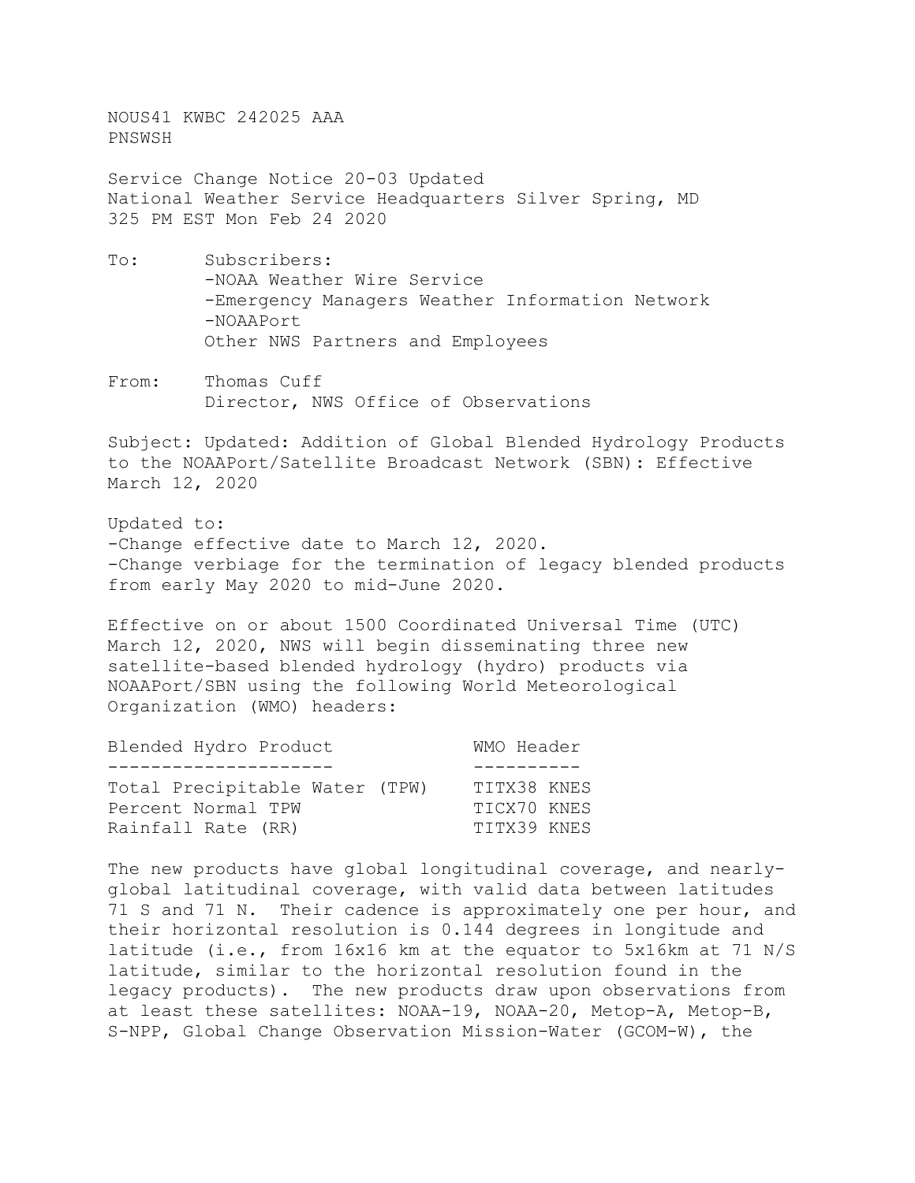NOUS41 KWBC 242025 AAA
PNSWSH

Service Change Notice 20-03 Updated
National Weather Service Headquarters Silver Spring, MD
325 PM EST Mon Feb 24 2020

To: Subscribers:
-NOAA Weather Wire Service
-Emergency Managers Weather Information Network
-NOAAPort
Other NWS Partners and Employees

From: Thomas Cuff
Director, NWS Office of Observations

Subject: Updated: Addition of Global Blended Hydrology Products to the NOAAPort/Satellite Broadcast Network (SBN): Effective March 12, 2020

Updated to:
-Change effective date to March 12, 2020.
-Change verbiage for the termination of legacy blended products from early May 2020 to mid-June 2020.

Effective on or about 1500 Coordinated Universal Time (UTC) March 12, 2020, NWS will begin disseminating three new satellite-based blended hydrology (hydro) products via NOAAPort/SBN using the following World Meteorological Organization (WMO) headers:

| Blended Hydro Product | WMO Header |
|---|---|
| Total Precipitable Water (TPW) | TITX38 KNES |
| Percent Normal TPW | TICX70 KNES |
| Rainfall Rate (RR) | TITX39 KNES |

The new products have global longitudinal coverage, and nearly-global latitudinal coverage, with valid data between latitudes 71 S and 71 N. Their cadence is approximately one per hour, and their horizontal resolution is 0.144 degrees in longitude and latitude (i.e., from 16x16 km at the equator to 5x16km at 71 N/S latitude, similar to the horizontal resolution found in the legacy products). The new products draw upon observations from at least these satellites: NOAA-19, NOAA-20, Metop-A, Metop-B, S-NPP, Global Change Observation Mission-Water (GCOM-W), the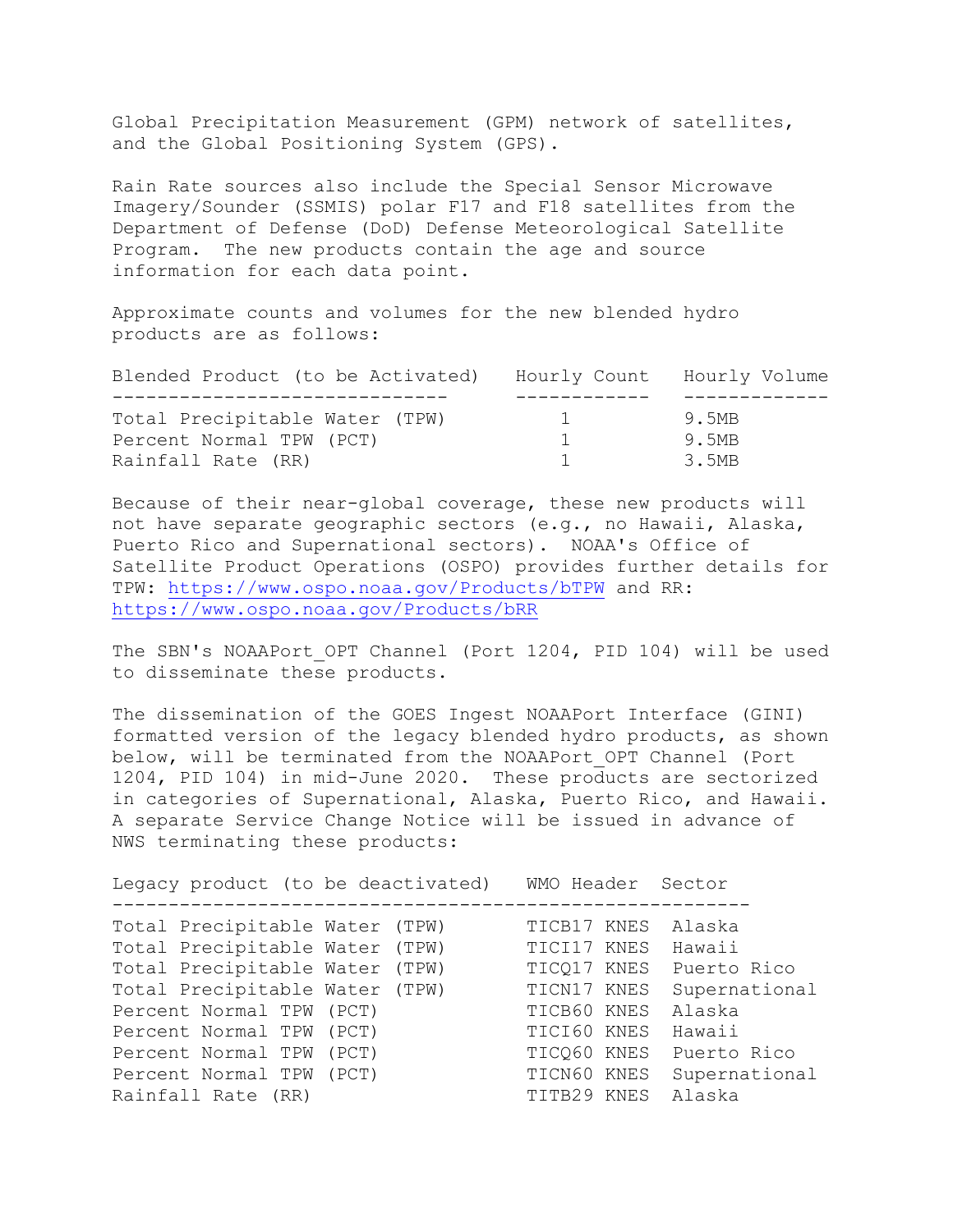Global Precipitation Measurement (GPM) network of satellites, and the Global Positioning System (GPS).

Rain Rate sources also include the Special Sensor Microwave Imagery/Sounder (SSMIS) polar F17 and F18 satellites from the Department of Defense (DoD) Defense Meteorological Satellite Program. The new products contain the age and source information for each data point.

Approximate counts and volumes for the new blended hydro products are as follows:

| Blended Product (to be Activated) | Hourly Count | Hourly Volume |
|---|---|---|
| Total Precipitable Water (TPW) | 1 | 9.5MB |
| Percent Normal TPW (PCT) | 1 | 9.5MB |
| Rainfall Rate (RR) | 1 | 3.5MB |

Because of their near-global coverage, these new products will not have separate geographic sectors (e.g., no Hawaii, Alaska, Puerto Rico and Supernational sectors). NOAA's Office of Satellite Product Operations (OSPO) provides further details for TPW: https://www.ospo.noaa.gov/Products/bTPW and RR: https://www.ospo.noaa.gov/Products/bRR

The SBN's NOAAPort_OPT Channel (Port 1204, PID 104) will be used to disseminate these products.

The dissemination of the GOES Ingest NOAAPort Interface (GINI) formatted version of the legacy blended hydro products, as shown below, will be terminated from the NOAAPort_OPT Channel (Port 1204, PID 104) in mid-June 2020. These products are sectorized in categories of Supernational, Alaska, Puerto Rico, and Hawaii. A separate Service Change Notice will be issued in advance of NWS terminating these products:

| Legacy product (to be deactivated) | WMO Header | Sector |
|---|---|---|
| Total Precipitable Water (TPW) | TICB17 KNES | Alaska |
| Total Precipitable Water (TPW) | TICI17 KNES | Hawaii |
| Total Precipitable Water (TPW) | TICQ17 KNES | Puerto Rico |
| Total Precipitable Water (TPW) | TICN17 KNES | Supernational |
| Percent Normal TPW (PCT) | TICB60 KNES | Alaska |
| Percent Normal TPW (PCT) | TICI60 KNES | Hawaii |
| Percent Normal TPW (PCT) | TICQ60 KNES | Puerto Rico |
| Percent Normal TPW (PCT) | TICN60 KNES | Supernational |
| Rainfall Rate (RR) | TITB29 KNES | Alaska |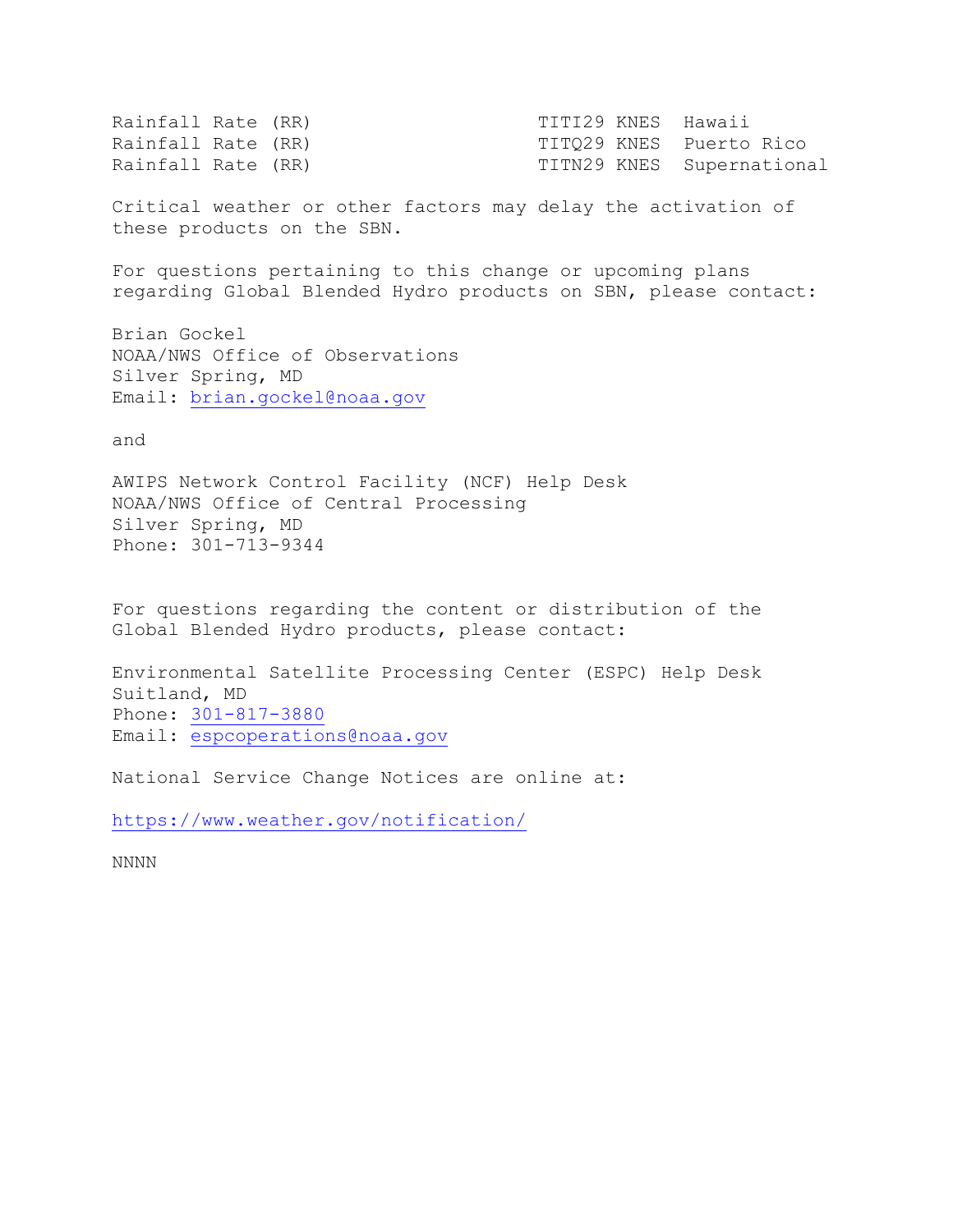| | | |
|---|---|---|
| Rainfall Rate (RR) | TITI29 KNES | Hawaii |
| Rainfall Rate (RR) | TITQ29 KNES | Puerto Rico |
| Rainfall Rate (RR) | TITN29 KNES | Supernational |

Critical weather or other factors may delay the activation of these products on the SBN.

For questions pertaining to this change or upcoming plans regarding Global Blended Hydro products on SBN, please contact:

Brian Gockel
NOAA/NWS Office of Observations
Silver Spring, MD
Email: brian.gockel@noaa.gov

and

AWIPS Network Control Facility (NCF) Help Desk
NOAA/NWS Office of Central Processing
Silver Spring, MD
Phone: 301-713-9344

For questions regarding the content or distribution of the Global Blended Hydro products, please contact:

Environmental Satellite Processing Center (ESPC) Help Desk
Suitland, MD
Phone: 301-817-3880
Email: espcoperations@noaa.gov

National Service Change Notices are online at:

https://www.weather.gov/notification/

NNNN